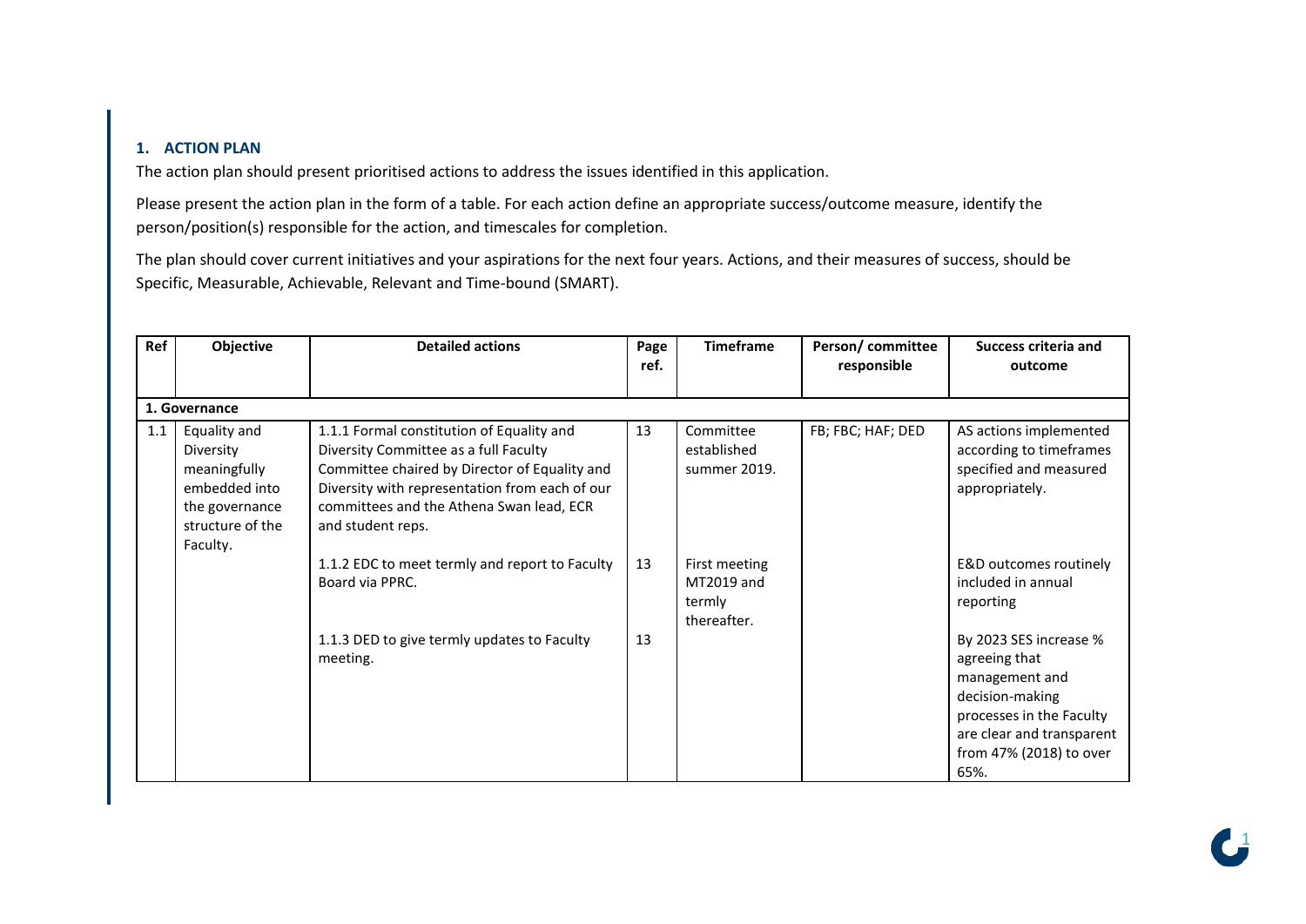## 1. ACTION PLAN

The action plan should present prioritised actions to address the issues identified in this application.

Please present the action plan in the form of a table. For each action define an appropriate success/outcome measure, identify the person/position(s) responsible for the action, and timescales for completion.

The plan should cover current initiatives and your aspirations for the next four years. Actions, and their measures of success, should be Specific, Measurable, Achievable, Relevant and Time-bound (SMART).

| Ref | Objective | Detailed actions | Page ref. | Timeframe | Person/ committee responsible | Success criteria and outcome |
|---|---|---|---|---|---|---|
| **1. Governance** | | | | | | |
| 1.1 | Equality and Diversity meaningfully embedded into the governance structure of the Faculty. | 1.1.1 Formal constitution of Equality and Diversity Committee as a full Faculty Committee chaired by Director of Equality and Diversity with representation from each of our committees and the Athena Swan lead, ECR and student reps. | 13 | Committee established summer 2019. | FB; FBC; HAF; DED | AS actions implemented according to timeframes specified and measured appropriately. |
| | | 1.1.2 EDC to meet termly and report to Faculty Board via PPRC. | 13 | First meeting MT2019 and termly thereafter. | | E&D outcomes routinely included in annual reporting |
| | | 1.1.3 DED to give termly updates to Faculty meeting. | 13 | | | By 2023 SES increase % agreeing that management and decision-making processes in the Faculty are clear and transparent from 47% (2018) to over 65%. |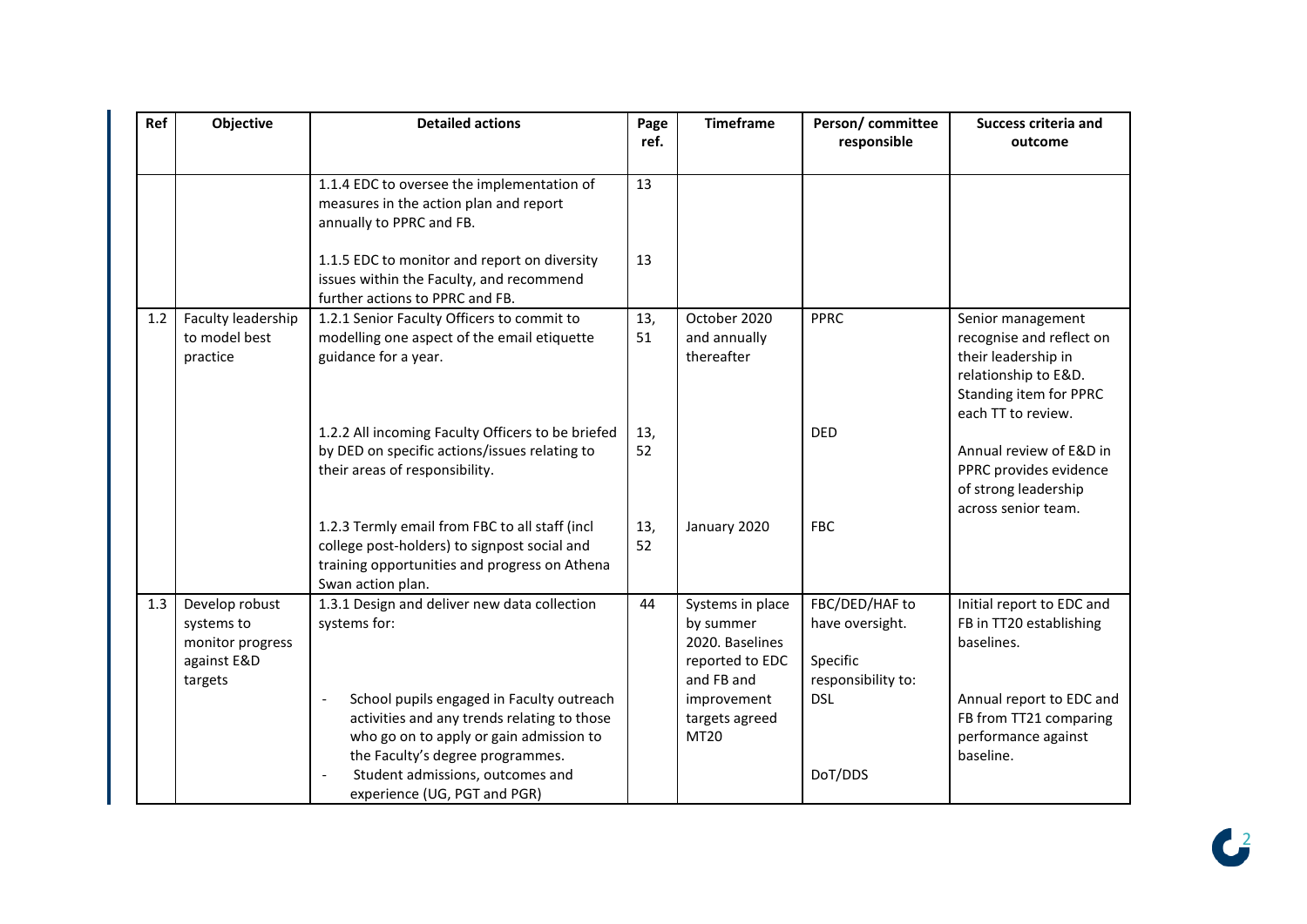| Ref | Objective | Detailed actions | Page ref. | Timeframe | Person/ committee responsible | Success criteria and outcome |
|---|---|---|---|---|---|---|
| | | 1.1.4 EDC to oversee the implementation of measures in the action plan and report annually to PPRC and FB. | 13 | | | |
| | | 1.1.5 EDC to monitor and report on diversity issues within the Faculty, and recommend further actions to PPRC and FB. | 13 | | | |
| 1.2 | Faculty leadership to model best practice | 1.2.1 Senior Faculty Officers to commit to modelling one aspect of the email etiquette guidance for a year. | 13, 51 | October 2020 and annually thereafter | PPRC | Senior management recognise and reflect on their leadership in relationship to E&D. Standing item for PPRC each TT to review. |
| | | 1.2.2 All incoming Faculty Officers to be briefed by DED on specific actions/issues relating to their areas of responsibility. | 13, 52 | | DED | Annual review of E&D in PPRC provides evidence of strong leadership across senior team. |
| | | 1.2.3 Termly email from FBC to all staff (incl college post-holders) to signpost social and training opportunities and progress on Athena Swan action plan. | 13, 52 | January 2020 | FBC | |
| 1.3 | Develop robust systems to monitor progress against E&D targets | 1.3.1 Design and deliver new data collection systems for: | 44 | Systems in place by summer 2020. Baselines reported to EDC and FB and improvement targets agreed MT20 | FBC/DED/HAF to have oversight. Specific responsibility to: | Initial report to EDC and FB in TT20 establishing baselines. |
| | | - School pupils engaged in Faculty outreach activities and any trends relating to those who go on to apply or gain admission to the Faculty's degree programmes. | | | DSL | Annual report to EDC and FB from TT21 comparing performance against baseline. |
| | | - Student admissions, outcomes and experience (UG, PGT and PGR) | | | DoT/DDS | |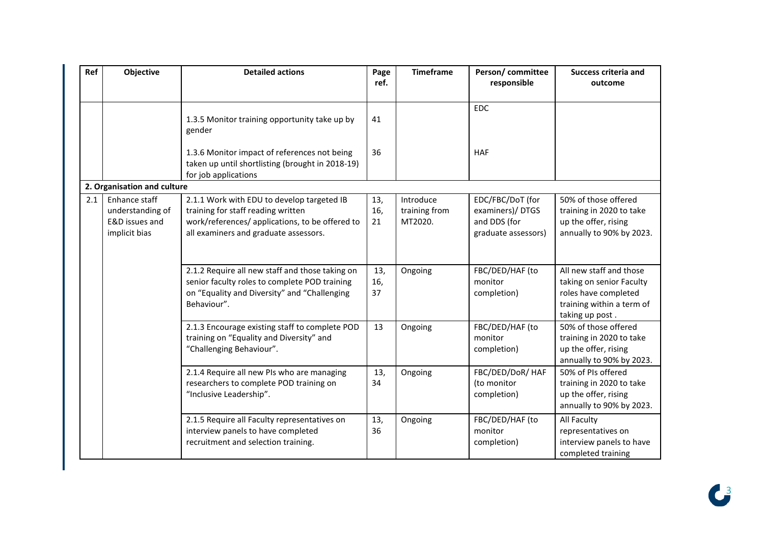| Ref | Objective | Detailed actions | Page ref. | Timeframe | Person/ committee responsible | Success criteria and outcome |
|---|---|---|---|---|---|---|
| | | 1.3.5 Monitor training opportunity take up by gender | 41 | | EDC | |
| | | 1.3.6 Monitor impact of references not being taken up until shortlisting (brought in 2018-19) for job applications | 36 | | HAF | |
| **2. Organisation and culture** | | | | | | |
| 2.1 | Enhance staff understanding of E&D issues and implicit bias | 2.1.1 Work with EDU to develop targeted IB training for staff reading written work/references/ applications, to be offered to all examiners and graduate assessors. | 13, 16, 21 | Introduce training from MT2020. | EDC/FBC/DoT (for examiners)/ DTGS and DDS (for graduate assessors) | 50% of those offered training in 2020 to take up the offer, rising annually to 90% by 2023. |
| | | 2.1.2 Require all new staff and those taking on senior faculty roles to complete POD training on "Equality and Diversity" and "Challenging Behaviour". | 13, 16, 37 | Ongoing | FBC/DED/HAF (to monitor completion) | All new staff and those taking on senior Faculty roles have completed training within a term of taking up post . |
| | | 2.1.3 Encourage existing staff to complete POD training on "Equality and Diversity" and "Challenging Behaviour". | 13 | Ongoing | FBC/DED/HAF (to monitor completion) | 50% of those offered training in 2020 to take up the offer, rising annually to 90% by 2023. |
| | | 2.1.4 Require all new PIs who are managing researchers to complete POD training on "Inclusive Leadership". | 13, 34 | Ongoing | FBC/DED/DoR/ HAF (to monitor completion) | 50% of PIs offered training in 2020 to take up the offer, rising annually to 90% by 2023. |
| | | 2.1.5 Require all Faculty representatives on interview panels to have completed recruitment and selection training. | 13, 36 | Ongoing | FBC/DED/HAF (to monitor completion) | All Faculty representatives on interview panels to have completed training |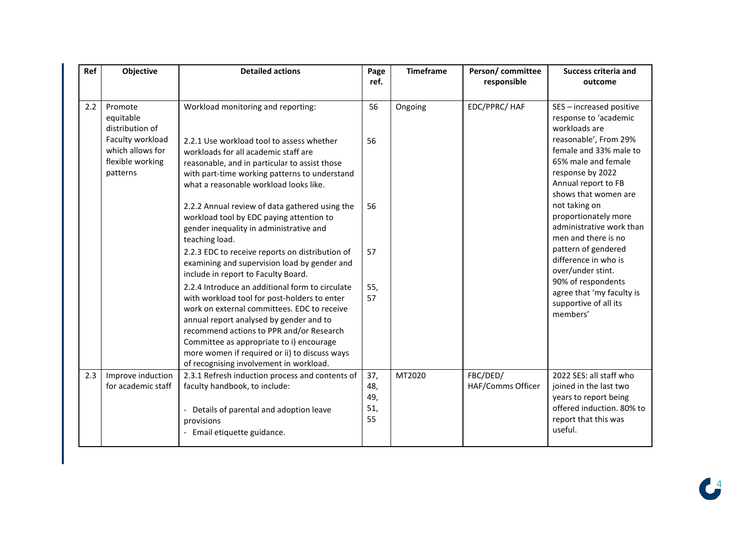| Ref | Objective | Detailed actions | Page ref. | Timeframe | Person/ committee responsible | Success criteria and outcome |
|---|---|---|---|---|---|---|
| 2.2 | Promote equitable distribution of Faculty workload which allows for flexible working patterns | Workload monitoring and reporting:<br><br>2.2.1 Use workload tool to assess whether workloads for all academic staff are reasonable, and in particular to assist those with part-time working patterns to understand what a reasonable workload looks like.<br><br>2.2.2 Annual review of data gathered using the workload tool by EDC paying attention to gender inequality in administrative and teaching load.<br><br>2.2.3 EDC to receive reports on distribution of examining and supervision load by gender and include in report to Faculty Board.<br><br>2.2.4 Introduce an additional form to circulate with workload tool for post-holders to enter work on external committees. EDC to receive annual report analysed by gender and to recommend actions to PPR and/or Research Committee as appropriate to i) encourage more women if required or ii) to discuss ways of recognising involvement in workload. | 56<br><br>56<br><br>56<br><br>57<br><br>55, 57 | Ongoing | EDC/PPRC/ HAF | SES – increased positive response to 'academic workloads are reasonable', From 29% female and 33% male to 65% male and female response by 2022<br>Annual report to FB shows that women are not taking on proportionately more administrative work than men and there is no pattern of gendered difference in who is over/under stint.<br>90% of respondents agree that 'my faculty is supportive of all its members' |
| 2.3 | Improve induction for academic staff | 2.3.1 Refresh induction process and contents of faculty handbook, to include:<br><br>- Details of parental and adoption leave provisions<br>- Email etiquette guidance. | 37, 48, 49, 51, 55 | MT2020 | FBC/DED/ HAF/Comms Officer | 2022 SES: all staff who joined in the last two years to report being offered induction. 80% to report that this was useful. |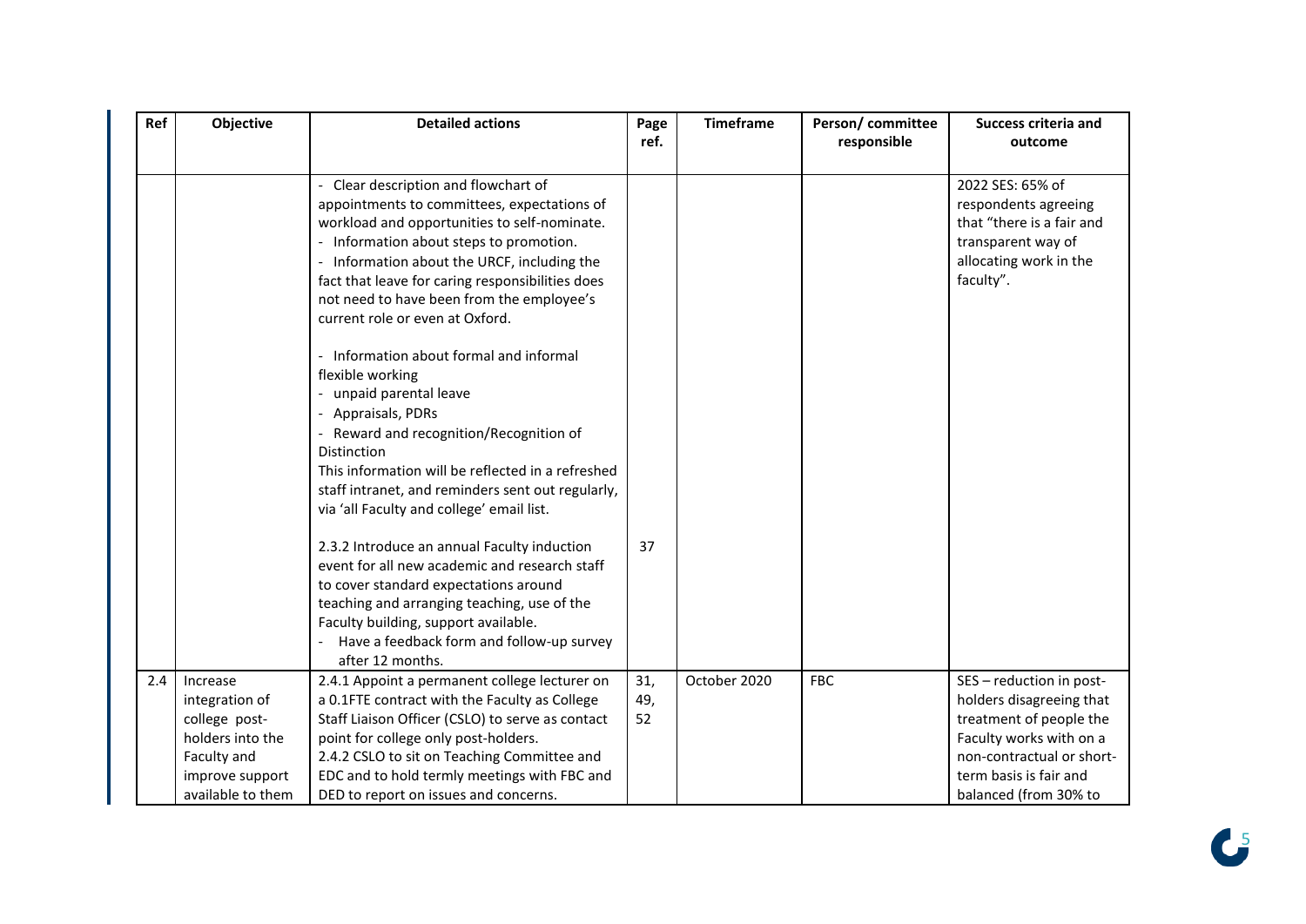| Ref | Objective | Detailed actions | Page ref. | Timeframe | Person/ committee responsible | Success criteria and outcome |
|---|---|---|---|---|---|---|
| | | - Clear description and flowchart of appointments to committees, expectations of workload and opportunities to self-nominate.<br>- Information about steps to promotion.<br>- Information about the URCF, including the fact that leave for caring responsibilities does not need to have been from the employee's current role or even at Oxford.<br><br>- Information about formal and informal flexible working<br>- unpaid parental leave<br>- Appraisals, PDRs<br>- Reward and recognition/Recognition of Distinction<br>This information will be reflected in a refreshed staff intranet, and reminders sent out regularly, via 'all Faculty and college' email list.<br><br>2.3.2 Introduce an annual Faculty induction event for all new academic and research staff to cover standard expectations around teaching and arranging teaching, use of the Faculty building, support available.<br>- Have a feedback form and follow-up survey after 12 months. | <br><br><br><br><br><br><br><br><br><br><br><br><br><br><br><br><br><br><br><br>37 | | | 2022 SES: 65% of respondents agreeing that "there is a fair and transparent way of allocating work in the faculty". |
| 2.4 | Increase integration of college post-holders into the Faculty and improve support available to them | 2.4.1 Appoint a permanent college lecturer on a 0.1FTE contract with the Faculty as College Staff Liaison Officer (CSLO) to serve as contact point for college only post-holders.<br>2.4.2 CSLO to sit on Teaching Committee and EDC and to hold termly meetings with FBC and DED to report on issues and concerns. | 31, 49, 52 | October 2020 | FBC | SES – reduction in post-holders disagreeing that treatment of people the Faculty works with on a non-contractual or short-term basis is fair and balanced (from 30% to |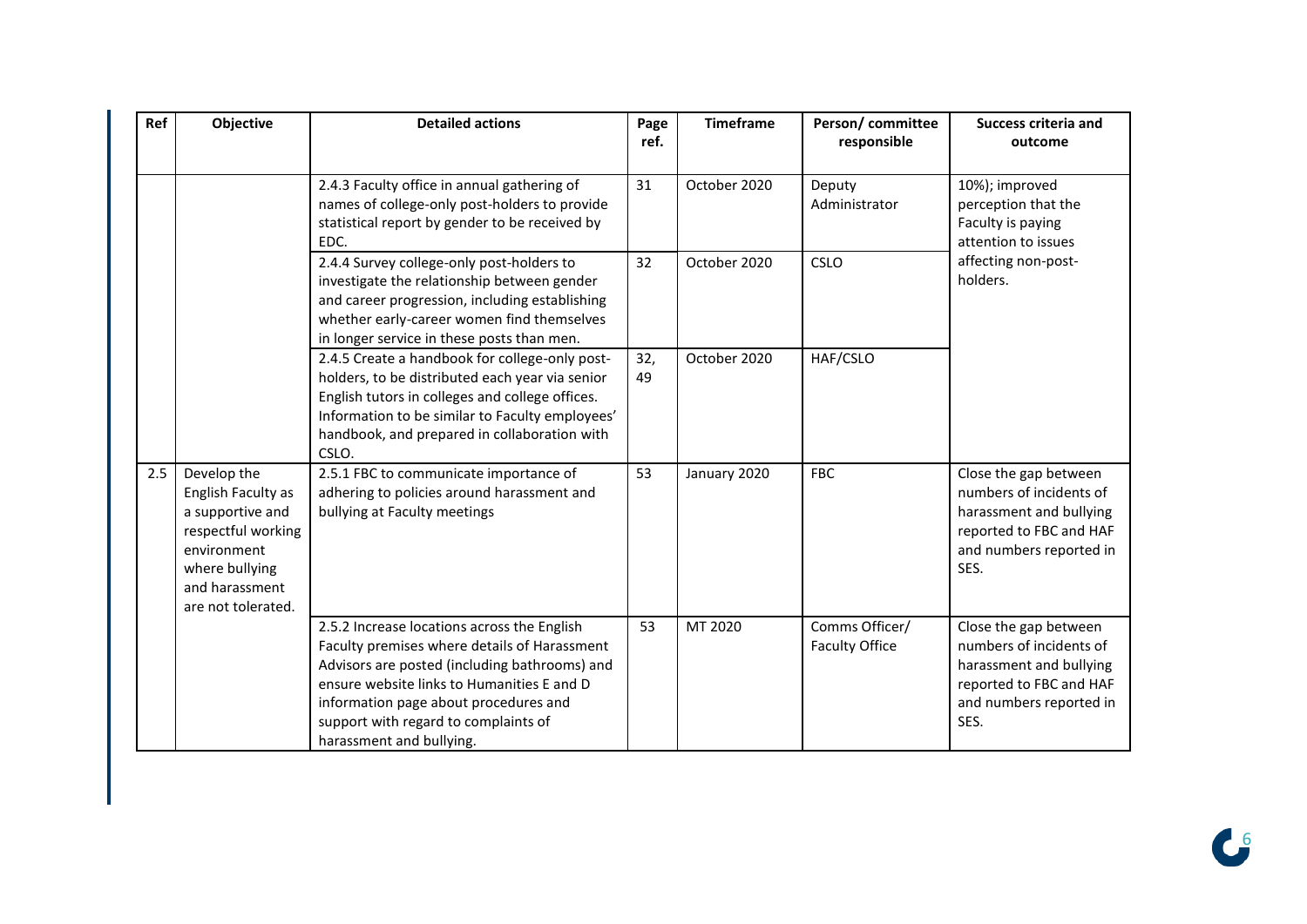| Ref | Objective | Detailed actions | Page ref. | Timeframe | Person/ committee responsible | Success criteria and outcome |
|---|---|---|---|---|---|---|
| | | 2.4.3 Faculty office in annual gathering of names of college-only post-holders to provide statistical report by gender to be received by EDC. | 31 | October 2020 | Deputy Administrator | 10%); improved perception that the Faculty is paying attention to issues affecting non-post-holders. |
| | | 2.4.4 Survey college-only post-holders to investigate the relationship between gender and career progression, including establishing whether early-career women find themselves in longer service in these posts than men. | 32 | October 2020 | CSLO | |
| | | 2.4.5 Create a handbook for college-only post-holders, to be distributed each year via senior English tutors in colleges and college offices. Information to be similar to Faculty employees' handbook, and prepared in collaboration with CSLO. | 32, 49 | October 2020 | HAF/CSLO | |
| 2.5 | Develop the English Faculty as a supportive and respectful working environment where bullying and harassment are not tolerated. | 2.5.1 FBC to communicate importance of adhering to policies around harassment and bullying at Faculty meetings | 53 | January 2020 | FBC | Close the gap between numbers of incidents of harassment and bullying reported to FBC and HAF and numbers reported in SES. |
| | | 2.5.2 Increase locations across the English Faculty premises where details of Harassment Advisors are posted (including bathrooms) and ensure website links to Humanities E and D information page about procedures and support with regard to complaints of harassment and bullying. | 53 | MT 2020 | Comms Officer/ Faculty Office | Close the gap between numbers of incidents of harassment and bullying reported to FBC and HAF and numbers reported in SES. |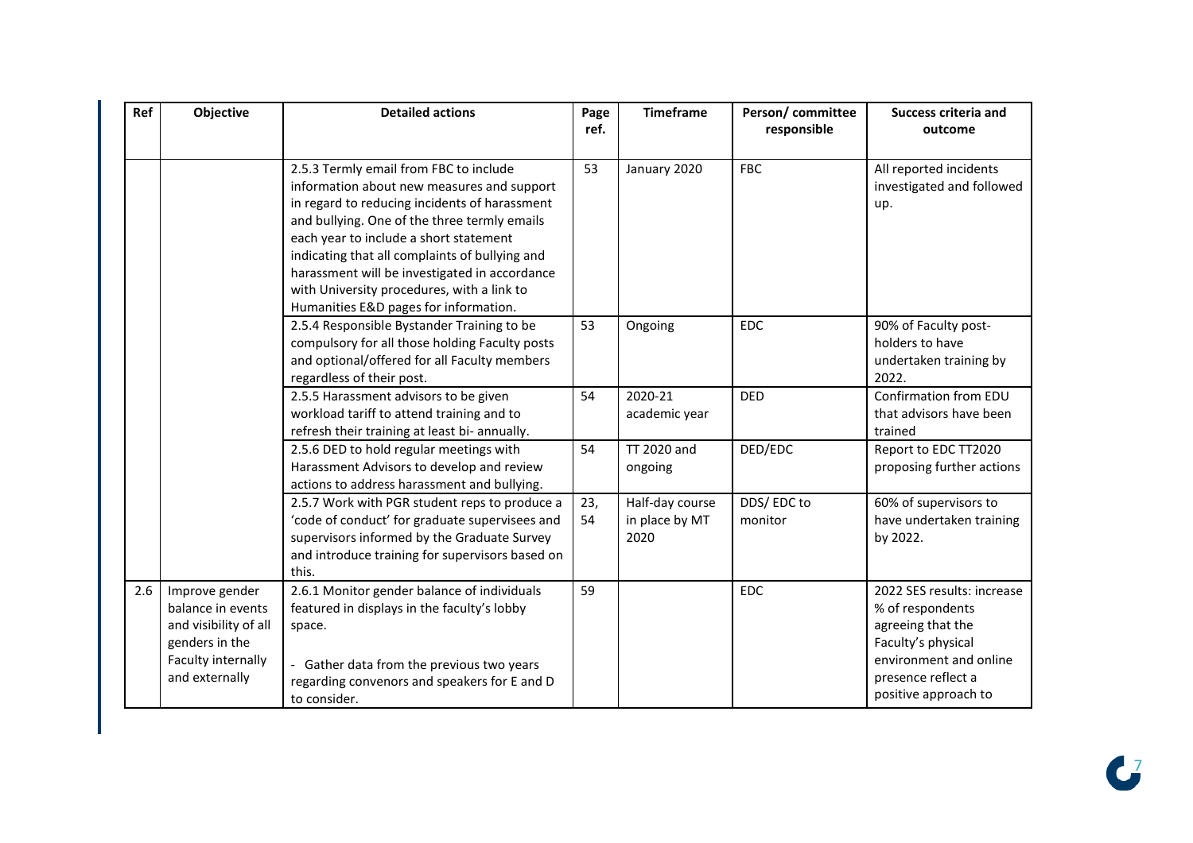| Ref | Objective | Detailed actions | Page ref. | Timeframe | Person/ committee responsible | Success criteria and outcome |
|---|---|---|---|---|---|---|
| | | 2.5.3 Termly email from FBC to include information about new measures and support in regard to reducing incidents of harassment and bullying. One of the three termly emails each year to include a short statement indicating that all complaints of bullying and harassment will be investigated in accordance with University procedures, with a link to Humanities E&D pages for information. | 53 | January 2020 | FBC | All reported incidents investigated and followed up. |
| | | 2.5.4 Responsible Bystander Training to be compulsory for all those holding Faculty posts and optional/offered for all Faculty members regardless of their post. | 53 | Ongoing | EDC | 90% of Faculty post-holders to have undertaken training by 2022. |
| | | 2.5.5 Harassment advisors to be given workload tariff to attend training and to refresh their training at least bi- annually. | 54 | 2020-21 academic year | DED | Confirmation from EDU that advisors have been trained |
| | | 2.5.6 DED to hold regular meetings with Harassment Advisors to develop and review actions to address harassment and bullying. | 54 | TT 2020 and ongoing | DED/EDC | Report to EDC TT2020 proposing further actions |
| | | 2.5.7 Work with PGR student reps to produce a 'code of conduct' for graduate supervisees and supervisors informed by the Graduate Survey and introduce training for supervisors based on this. | 23, 54 | Half-day course in place by MT 2020 | DDS/ EDC to monitor | 60% of supervisors to have undertaken training by 2022. |
| 2.6 | Improve gender balance in events and visibility of all genders in the Faculty internally and externally | 2.6.1 Monitor gender balance of individuals featured in displays in the faculty's lobby space.<br><br>- Gather data from the previous two years regarding convenors and speakers for E and D to consider. | 59 | | EDC | 2022 SES results: increase % of respondents agreeing that the Faculty's physical environment and online presence reflect a positive approach to |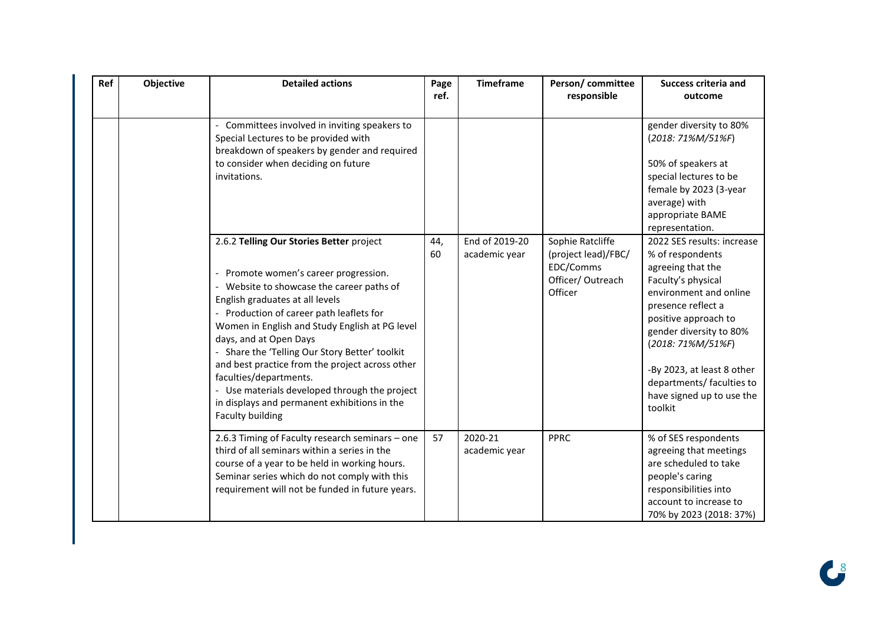| Ref | Objective | Detailed actions | Page ref. | Timeframe | Person/ committee responsible | Success criteria and outcome |
|---|---|---|---|---|---|---|
| | | - Committees involved in inviting speakers to Special Lectures to be provided with breakdown of speakers by gender and required to consider when deciding on future invitations. | | | | gender diversity to 80% (*2018: 71%M/51%F*)<br><br>50% of speakers at special lectures to be female by 2023 (3-year average) with appropriate BAME representation. |
| | | 2.6.2 **Telling Our Stories Better** project<br><br>- Promote women's career progression.<br>- Website to showcase the career paths of English graduates at all levels<br>- Production of career path leaflets for Women in English and Study English at PG level days, and at Open Days<br>- Share the 'Telling Our Story Better' toolkit and best practice from the project across other faculties/departments.<br>- Use materials developed through the project in displays and permanent exhibitions in the Faculty building | 44, 60 | End of 2019-20 academic year | Sophie Ratcliffe (project lead)/FBC/ EDC/Comms Officer/ Outreach Officer | 2022 SES results: increase % of respondents agreeing that the Faculty's physical environment and online presence reflect a positive approach to gender diversity to 80% (*2018: 71%M/51%F*)<br><br>-By 2023, at least 8 other departments/ faculties to have signed up to use the toolkit |
| | | 2.6.3 Timing of Faculty research seminars – one third of all seminars within a series in the course of a year to be held in working hours. Seminar series which do not comply with this requirement will not be funded in future years. | 57 | 2020-21 academic year | PPRC | % of SES respondents agreeing that meetings are scheduled to take people's caring responsibilities into account to increase to 70% by 2023 (2018: 37%) |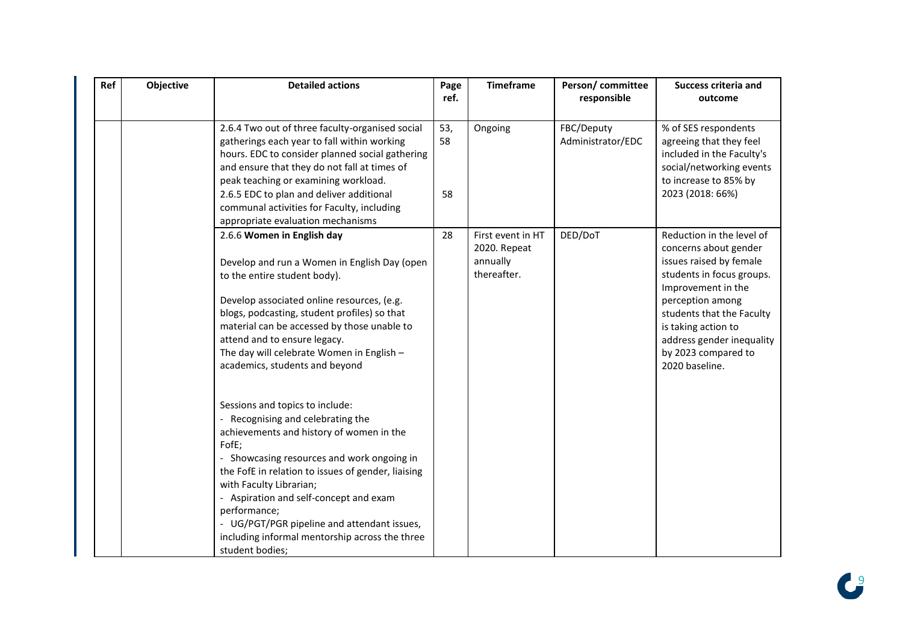| Ref | Objective | Detailed actions | Page ref. | Timeframe | Person/ committee responsible | Success criteria and outcome |
|---|---|---|---|---|---|---|
| | | 2.6.4 Two out of three faculty-organised social gatherings each year to fall within working hours. EDC to consider planned social gathering and ensure that they do not fall at times of peak teaching or examining workload.<br>2.6.5 EDC to plan and deliver additional communal activities for Faculty, including appropriate evaluation mechanisms | 53, 58<br><br>58 | Ongoing | FBC/Deputy Administrator/EDC | % of SES respondents agreeing that they feel included in the Faculty's social/networking events to increase to 85% by 2023 (2018: 66%) |
| | | 2.6.6 **Women in English day**<br><br>Develop and run a Women in English Day (open to the entire student body).<br><br>Develop associated online resources, (e.g. blogs, podcasting, student profiles) so that material can be accessed by those unable to attend and to ensure legacy.<br>The day will celebrate Women in English – academics, students and beyond<br><br>Sessions and topics to include:<br>- Recognising and celebrating the achievements and history of women in the FofE;<br>- Showcasing resources and work ongoing in the FofE in relation to issues of gender, liaising with Faculty Librarian;<br>- Aspiration and self-concept and exam performance;<br>- UG/PGT/PGR pipeline and attendant issues, including informal mentorship across the three student bodies; | 28 | First event in HT 2020. Repeat annually thereafter. | DED/DoT | Reduction in the level of concerns about gender issues raised by female students in focus groups. Improvement in the perception among students that the Faculty is taking action to address gender inequality by 2023 compared to 2020 baseline. |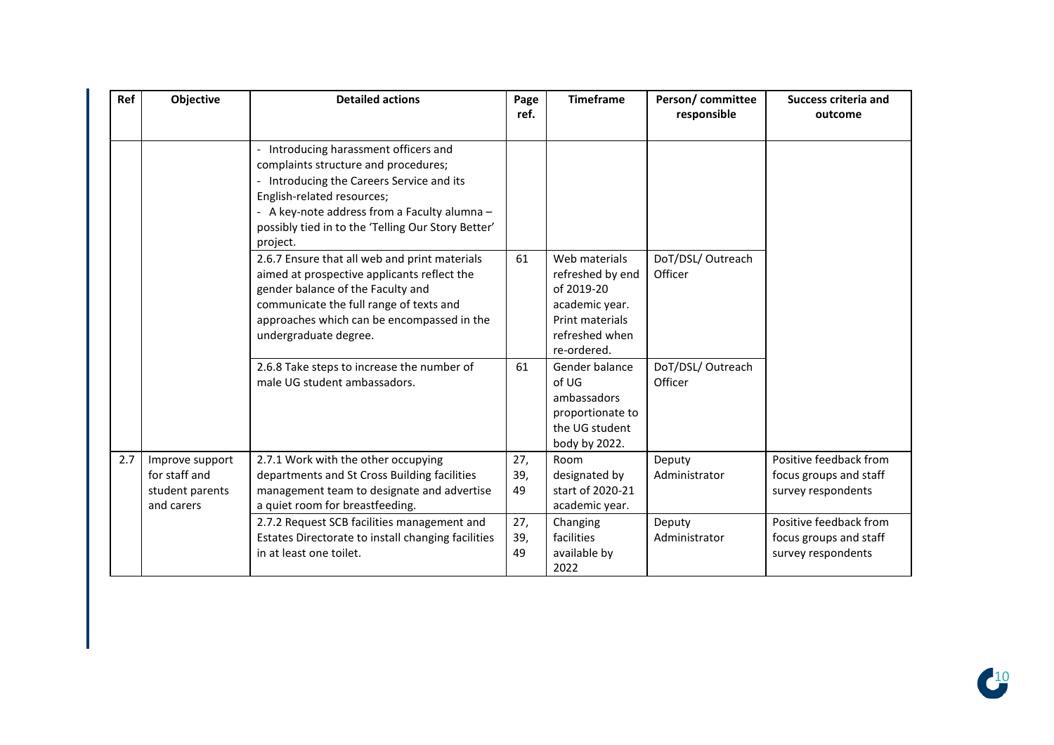| Ref | Objective | Detailed actions | Page ref. | Timeframe | Person/ committee responsible | Success criteria and outcome |
|---|---|---|---|---|---|---|
| | | - Introducing harassment officers and complaints structure and procedures;<br>- Introducing the Careers Service and its English-related resources;<br>- A key-note address from a Faculty alumna – possibly tied in to the 'Telling Our Story Better' project. | | | | |
| | | 2.6.7 Ensure that all web and print materials aimed at prospective applicants reflect the gender balance of the Faculty and communicate the full range of texts and approaches which can be encompassed in the undergraduate degree. | 61 | Web materials refreshed by end of 2019-20 academic year. Print materials refreshed when re-ordered. | DoT/DSL/ Outreach Officer | |
| | | 2.6.8 Take steps to increase the number of male UG student ambassadors. | 61 | Gender balance of UG ambassadors proportionate to the UG student body by 2022. | DoT/DSL/ Outreach Officer | |
| 2.7 | Improve support for staff and student parents and carers | 2.7.1 Work with the other occupying departments and St Cross Building facilities management team to designate and advertise a quiet room for breastfeeding. | 27, 39, 49 | Room designated by start of 2020-21 academic year. | Deputy Administrator | Positive feedback from focus groups and staff survey respondents |
| | | 2.7.2 Request SCB facilities management and Estates Directorate to install changing facilities in at least one toilet. | 27, 39, 49 | Changing facilities available by 2022 | Deputy Administrator | Positive feedback from focus groups and staff survey respondents |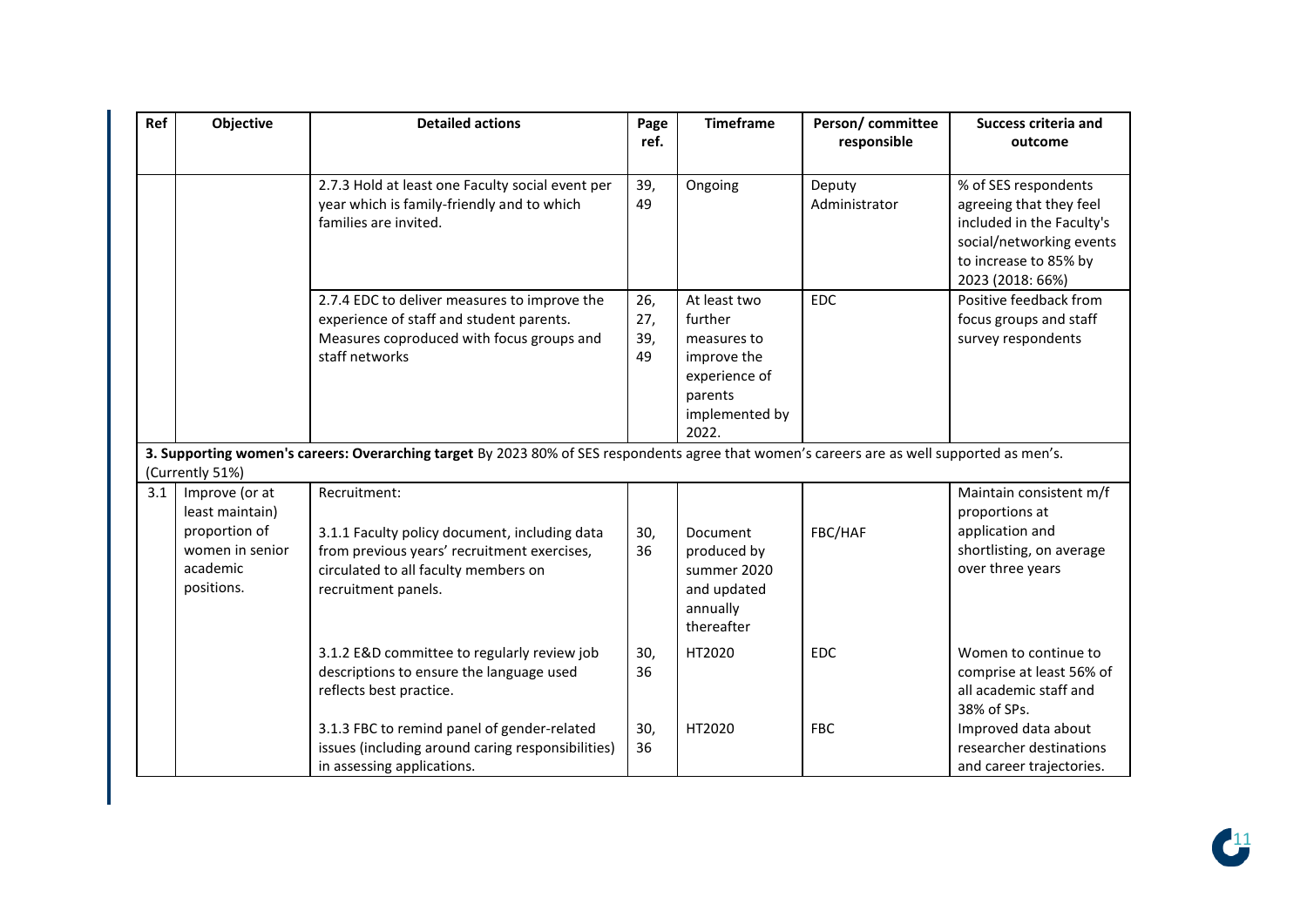| Ref | Objective | Detailed actions | Page ref. | Timeframe | Person/ committee responsible | Success criteria and outcome |
|---|---|---|---|---|---|---|
| | | 2.7.3 Hold at least one Faculty social event per year which is family-friendly and to which families are invited. | 39, 49 | Ongoing | Deputy Administrator | % of SES respondents agreeing that they feel included in the Faculty's social/networking events to increase to 85% by 2023 (2018: 66%) |
| | | 2.7.4 EDC to deliver measures to improve the experience of staff and student parents. Measures coproduced with focus groups and staff networks | 26, 27, 39, 49 | At least two further measures to improve the experience of parents implemented by 2022. | EDC | Positive feedback from focus groups and staff survey respondents |
| **3. Supporting women's careers: Overarching target** By 2023 80% of SES respondents agree that women's careers are as well supported as men's. (Currently 51%) | | | | | | |
| 3.1 | Improve (or at least maintain) proportion of women in senior academic positions. | Recruitment:<br><br>3.1.1 Faculty policy document, including data from previous years' recruitment exercises, circulated to all faculty members on recruitment panels. | 30, 36 | Document produced by summer 2020 and updated annually thereafter | FBC/HAF | Maintain consistent m/f proportions at application and shortlisting, on average over three years |
| | | 3.1.2 E&D committee to regularly review job descriptions to ensure the language used reflects best practice. | 30, 36 | HT2020 | EDC | Women to continue to comprise at least 56% of all academic staff and 38% of SPs. |
| | | 3.1.3 FBC to remind panel of gender-related issues (including around caring responsibilities) in assessing applications. | 30, 36 | HT2020 | FBC | Improved data about researcher destinations and career trajectories. |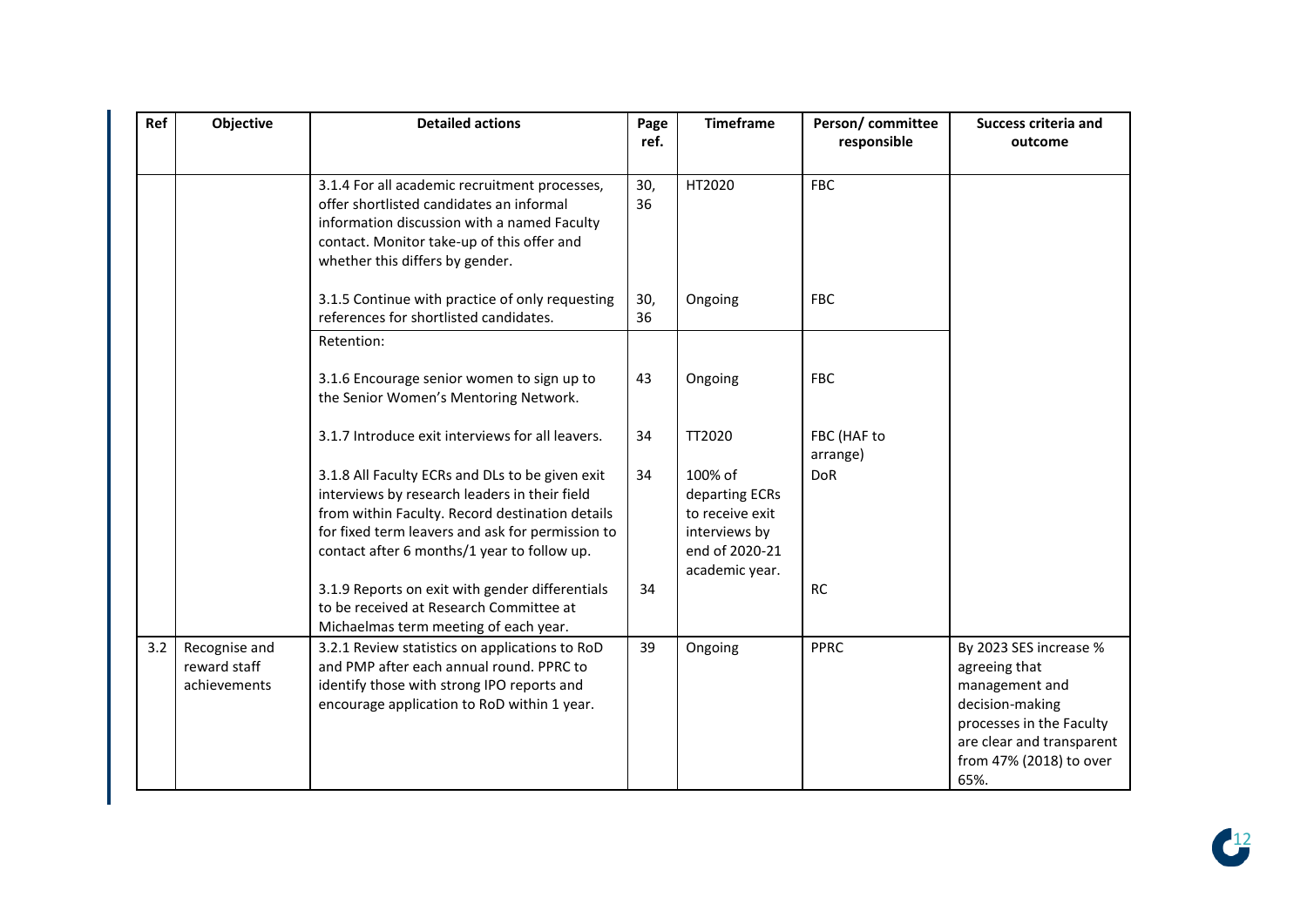| Ref | Objective | Detailed actions | Page ref. | Timeframe | Person/ committee responsible | Success criteria and outcome |
|---|---|---|---|---|---|---|
| | | 3.1.4 For all academic recruitment processes, offer shortlisted candidates an informal information discussion with a named Faculty contact. Monitor take-up of this offer and whether this differs by gender. | 30, 36 | HT2020 | FBC | |
| | | 3.1.5 Continue with practice of only requesting references for shortlisted candidates. | 30, 36 | Ongoing | FBC | |
| | | Retention: | | | | |
| | | 3.1.6 Encourage senior women to sign up to the Senior Women's Mentoring Network. | 43 | Ongoing | FBC | |
| | | 3.1.7 Introduce exit interviews for all leavers. | 34 | TT2020 | FBC (HAF to arrange) | |
| | | 3.1.8 All Faculty ECRs and DLs to be given exit interviews by research leaders in their field from within Faculty. Record destination details for fixed term leavers and ask for permission to contact after 6 months/1 year to follow up. | 34 | 100% of departing ECRs to receive exit interviews by end of 2020-21 academic year. | DoR | |
| | | 3.1.9 Reports on exit with gender differentials to be received at Research Committee at Michaelmas term meeting of each year. | 34 | | RC | |
| 3.2 | Recognise and reward staff achievements | 3.2.1 Review statistics on applications to RoD and PMP after each annual round. PPRC to identify those with strong IPO reports and encourage application to RoD within 1 year. | 39 | Ongoing | PPRC | By 2023 SES increase % agreeing that management and decision-making processes in the Faculty are clear and transparent from 47% (2018) to over 65%. |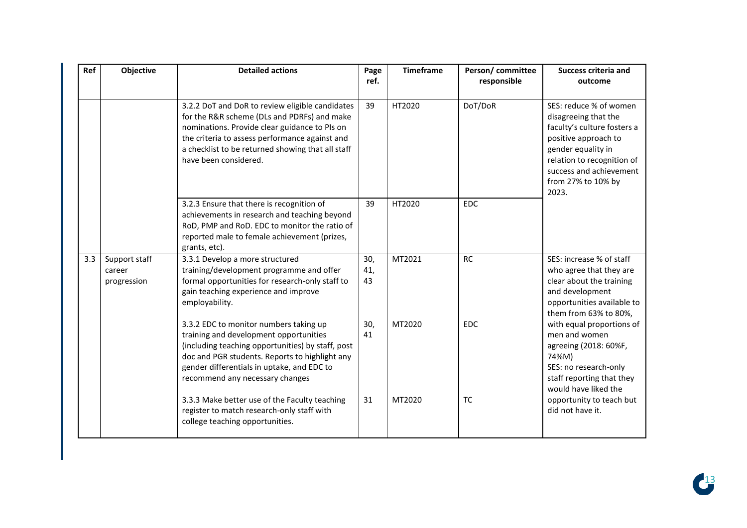| Ref | Objective | Detailed actions | Page ref. | Timeframe | Person/ committee responsible | Success criteria and outcome |
|---|---|---|---|---|---|---|
| | | 3.2.2 DoT and DoR to review eligible candidates for the R&R scheme (DLs and PDRFs) and make nominations. Provide clear guidance to PIs on the criteria to assess performance against and a checklist to be returned showing that all staff have been considered. | 39 | HT2020 | DoT/DoR | SES: reduce % of women disagreeing that the faculty's culture fosters a positive approach to gender equality in relation to recognition of success and achievement from 27% to 10% by 2023. |
| | | 3.2.3 Ensure that there is recognition of achievements in research and teaching beyond RoD, PMP and RoD. EDC to monitor the ratio of reported male to female achievement (prizes, grants, etc). | 39 | HT2020 | EDC | |
| 3.3 | Support staff career progression | 3.3.1 Develop a more structured training/development programme and offer formal opportunities for research-only staff to gain teaching experience and improve employability. | 30, 41, 43 | MT2021 | RC | SES: increase % of staff who agree that they are clear about the training and development opportunities available to them from 63% to 80%, with equal proportions of men and women agreeing (2018: 60%F, 74%M)<br>SES: no research-only staff reporting that they would have liked the opportunity to teach but did not have it. |
| | | 3.3.2 EDC to monitor numbers taking up training and development opportunities (including teaching opportunities) by staff, post doc and PGR students. Reports to highlight any gender differentials in uptake, and EDC to recommend any necessary changes | 30, 41 | MT2020 | EDC | |
| | | 3.3.3 Make better use of the Faculty teaching register to match research-only staff with college teaching opportunities. | 31 | MT2020 | TC | |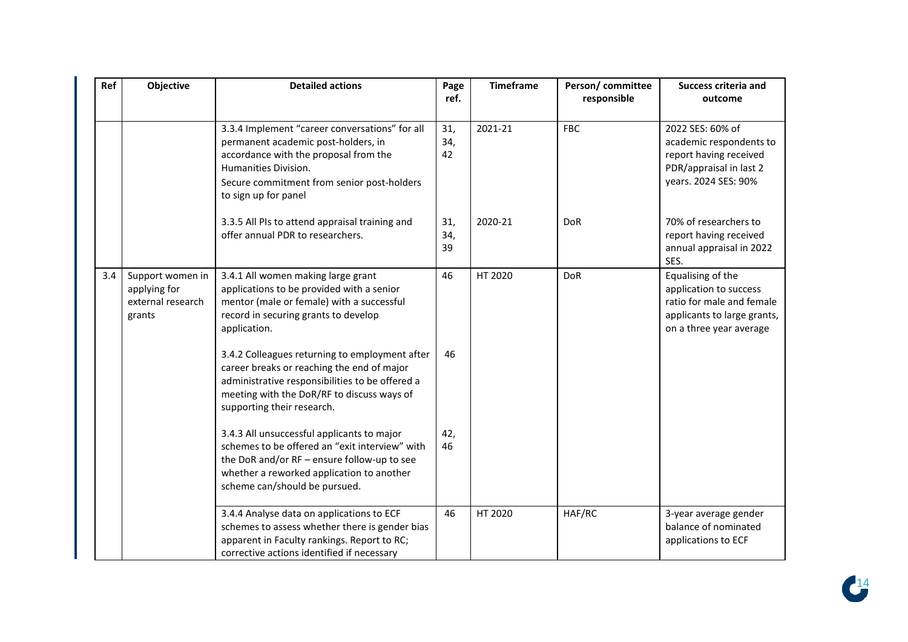| Ref | Objective | Detailed actions | Page ref. | Timeframe | Person/ committee responsible | Success criteria and outcome |
|---|---|---|---|---|---|---|
| | | 3.3.4 Implement "career conversations" for all permanent academic post-holders, in accordance with the proposal from the Humanities Division. Secure commitment from senior post-holders to sign up for panel | 31, 34, 42 | 2021-21 | FBC | 2022 SES: 60% of academic respondents to report having received PDR/appraisal in last 2 years. 2024 SES: 90% |
| | | 3.3.5 All PIs to attend appraisal training and offer annual PDR to researchers. | 31, 34, 39 | 2020-21 | DoR | 70% of researchers to report having received annual appraisal in 2022 SES. |
| 3.4 | Support women in applying for external research grants | 3.4.1 All women making large grant applications to be provided with a senior mentor (male or female) with a successful record in securing grants to develop application. | 46 | HT 2020 | DoR | Equalising of the application to success ratio for male and female applicants to large grants, on a three year average |
| | | 3.4.2 Colleagues returning to employment after career breaks or reaching the end of major administrative responsibilities to be offered a meeting with the DoR/RF to discuss ways of supporting their research. | 46 | | | |
| | | 3.4.3 All unsuccessful applicants to major schemes to be offered an "exit interview" with the DoR and/or RF – ensure follow-up to see whether a reworked application to another scheme can/should be pursued. | 42, 46 | | | |
| | | 3.4.4 Analyse data on applications to ECF schemes to assess whether there is gender bias apparent in Faculty rankings. Report to RC; corrective actions identified if necessary | 46 | HT 2020 | HAF/RC | 3-year average gender balance of nominated applications to ECF |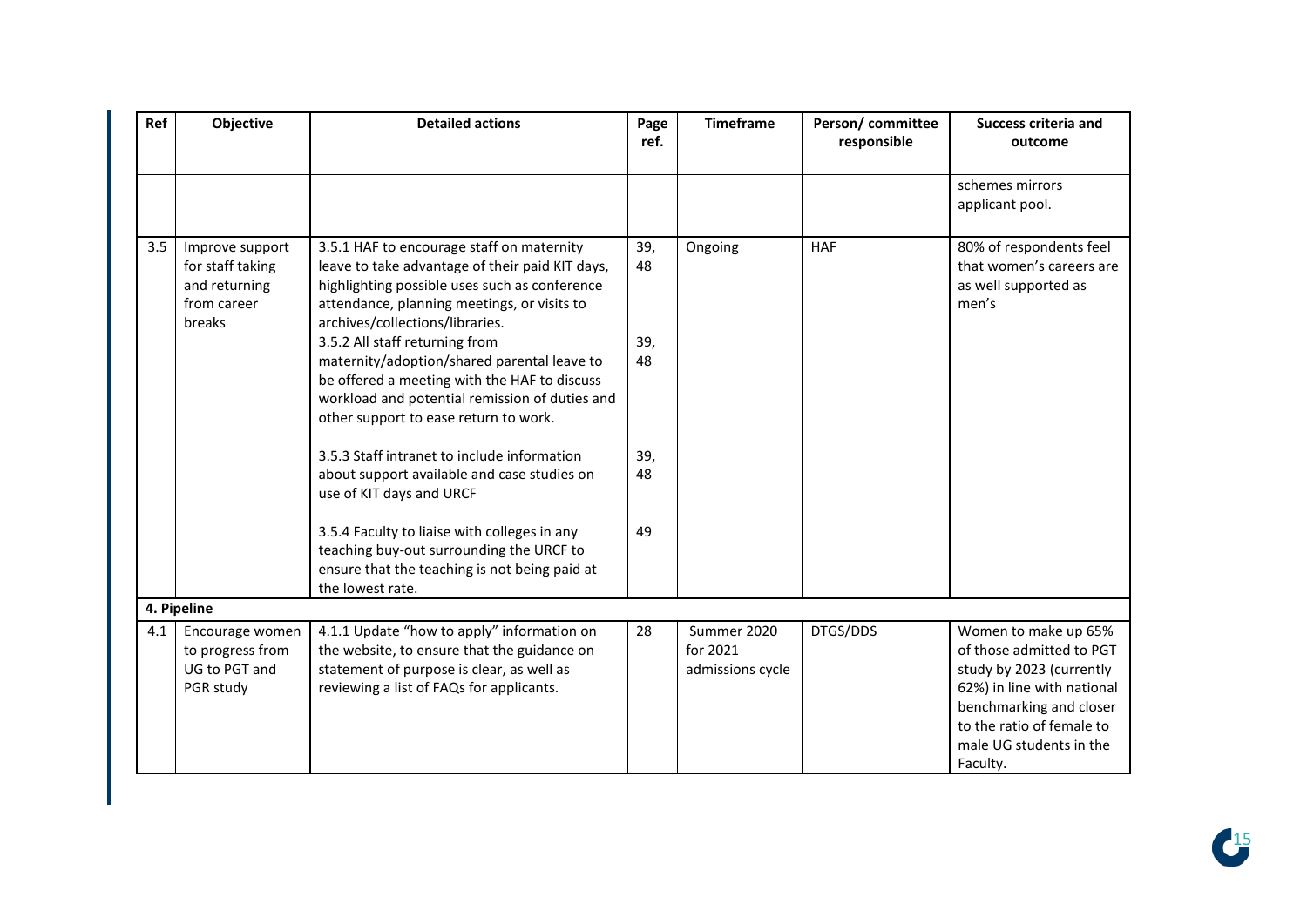| Ref | Objective | Detailed actions | Page ref. | Timeframe | Person/ committee responsible | Success criteria and outcome |
|---|---|---|---|---|---|---|
| | | | | | | schemes mirrors applicant pool. |
| 3.5 | Improve support for staff taking and returning from career breaks | 3.5.1 HAF to encourage staff on maternity leave to take advantage of their paid KIT days, highlighting possible uses such as conference attendance, planning meetings, or visits to archives/collections/libraries.<br>3.5.2 All staff returning from maternity/adoption/shared parental leave to be offered a meeting with the HAF to discuss workload and potential remission of duties and other support to ease return to work.<br>3.5.3 Staff intranet to include information about support available and case studies on use of KIT days and URCF<br>3.5.4 Faculty to liaise with colleges in any teaching buy-out surrounding the URCF to ensure that the teaching is not being paid at the lowest rate. | 39, 48<br>39, 48<br>39, 48<br>49 | Ongoing | HAF | 80% of respondents feel that women's careers are as well supported as men's |
| **4. Pipeline** | | | | | | |
| 4.1 | Encourage women to progress from UG to PGT and PGR study | 4.1.1 Update "how to apply" information on the website, to ensure that the guidance on statement of purpose is clear, as well as reviewing a list of FAQs for applicants. | 28 | Summer 2020 for 2021 admissions cycle | DTGS/DDS | Women to make up 65% of those admitted to PGT study by 2023 (currently 62%) in line with national benchmarking and closer to the ratio of female to male UG students in the Faculty. |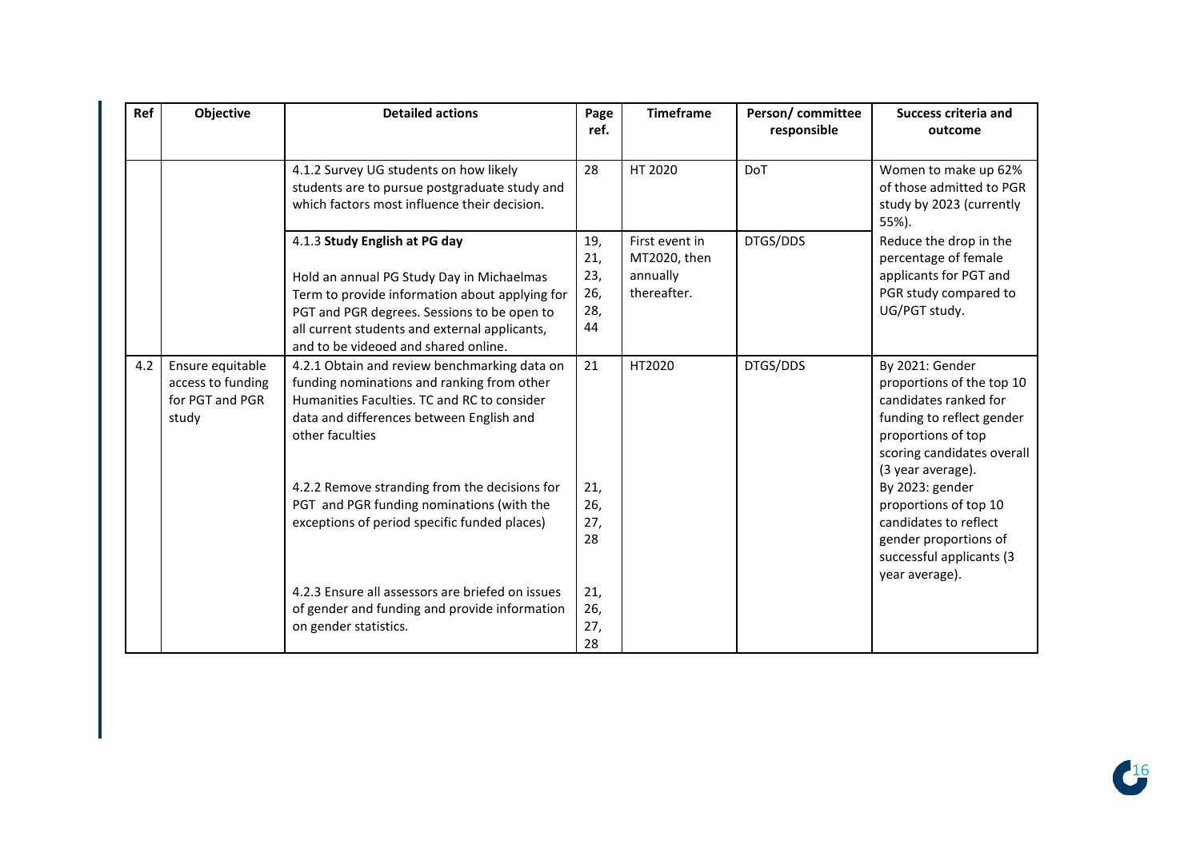| Ref | Objective | Detailed actions | Page ref. | Timeframe | Person/ committee responsible | Success criteria and outcome |
|---|---|---|---|---|---|---|
| | | 4.1.2 Survey UG students on how likely students are to pursue postgraduate study and which factors most influence their decision. | 28 | HT 2020 | DoT | Women to make up 62% of those admitted to PGR study by 2023 (currently 55%). |
| | | 4.1.3 **Study English at PG day**<br><br>Hold an annual PG Study Day in Michaelmas Term to provide information about applying for PGT and PGR degrees. Sessions to be open to all current students and external applicants, and to be videoed and shared online. | 19, 21, 23, 26, 28, 44 | First event in MT2020, then annually thereafter. | DTGS/DDS | Reduce the drop in the percentage of female applicants for PGT and PGR study compared to UG/PGT study. |
| 4.2 | Ensure equitable access to funding for PGT and PGR study | 4.2.1 Obtain and review benchmarking data on funding nominations and ranking from other Humanities Faculties. TC and RC to consider data and differences between English and other faculties | 21 | HT2020 | DTGS/DDS | By 2021: Gender proportions of the top 10 candidates ranked for funding to reflect gender proportions of top scoring candidates overall (3 year average). |
| | | 4.2.2 Remove stranding from the decisions for PGT and PGR funding nominations (with the exceptions of period specific funded places) | 21, 26, 27, 28 | | | By 2023: gender proportions of top 10 candidates to reflect gender proportions of successful applicants (3 year average). |
| | | 4.2.3 Ensure all assessors are briefed on issues of gender and funding and provide information on gender statistics. | 21, 26, 27, 28 | | | |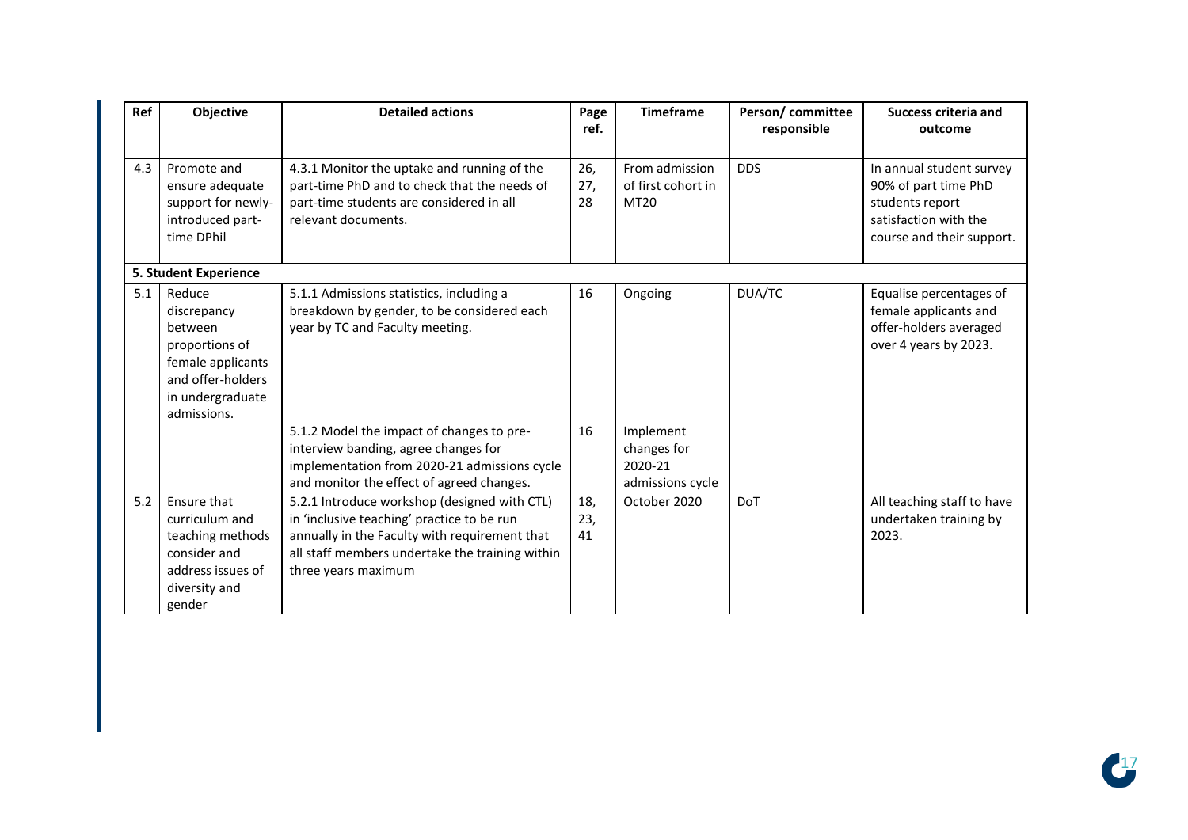| Ref | Objective | Detailed actions | Page ref. | Timeframe | Person/ committee responsible | Success criteria and outcome |
|---|---|---|---|---|---|---|
| 4.3 | Promote and ensure adequate support for newly-introduced part-time DPhil | 4.3.1 Monitor the uptake and running of the part-time PhD and to check that the needs of part-time students are considered in all relevant documents. | 26, 27, 28 | From admission of first cohort in MT20 | DDS | In annual student survey 90% of part time PhD students report satisfaction with the course and their support. |
| **5. Student Experience** | | | | | | |
| 5.1 | Reduce discrepancy between proportions of female applicants and offer-holders in undergraduate admissions. | 5.1.1 Admissions statistics, including a breakdown by gender, to be considered each year by TC and Faculty meeting. | 16 | Ongoing | DUA/TC | Equalise percentages of female applicants and offer-holders averaged over 4 years by 2023. |
| | | 5.1.2 Model the impact of changes to pre-interview banding, agree changes for implementation from 2020-21 admissions cycle and monitor the effect of agreed changes. | 16 | Implement changes for 2020-21 admissions cycle | | |
| 5.2 | Ensure that curriculum and teaching methods consider and address issues of diversity and gender | 5.2.1 Introduce workshop (designed with CTL) in 'inclusive teaching' practice to be run annually in the Faculty with requirement that all staff members undertake the training within three years maximum | 18, 23, 41 | October 2020 | DoT | All teaching staff to have undertaken training by 2023. |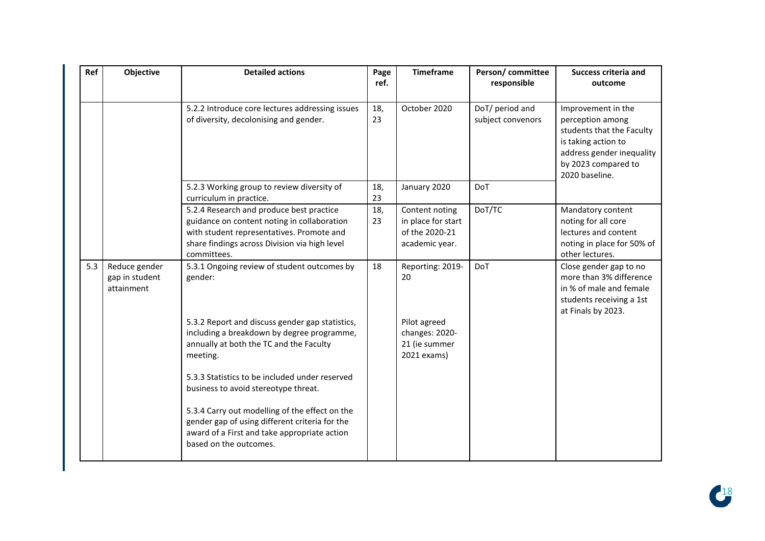| Ref | Objective | Detailed actions | Page ref. | Timeframe | Person/ committee responsible | Success criteria and outcome |
|---|---|---|---|---|---|---|
| | | 5.2.2 Introduce core lectures addressing issues of diversity, decolonising and gender. | 18, 23 | October 2020 | DoT/ period and subject convenors | Improvement in the perception among students that the Faculty is taking action to address gender inequality by 2023 compared to 2020 baseline. |
| | | 5.2.3 Working group to review diversity of curriculum in practice. | 18, 23 | January 2020 | DoT | |
| | | 5.2.4 Research and produce best practice guidance on content noting in collaboration with student representatives. Promote and share findings across Division via high level committees. | 18, 23 | Content noting in place for start of the 2020-21 academic year. | DoT/TC | Mandatory content noting for all core lectures and content noting in place for 50% of other lectures. |
| 5.3 | Reduce gender gap in student attainment | 5.3.1 Ongoing review of student outcomes by gender:<br><br>5.3.2 Report and discuss gender gap statistics, including a breakdown by degree programme, annually at both the TC and the Faculty meeting.<br><br>5.3.3 Statistics to be included under reserved business to avoid stereotype threat.<br><br>5.3.4 Carry out modelling of the effect on the gender gap of using different criteria for the award of a First and take appropriate action based on the outcomes. | 18 | Reporting: 2019-20<br><br>Pilot agreed changes: 2020-21 (ie summer 2021 exams) | DoT | Close gender gap to no more than 3% difference in % of male and female students receiving a 1st at Finals by 2023. |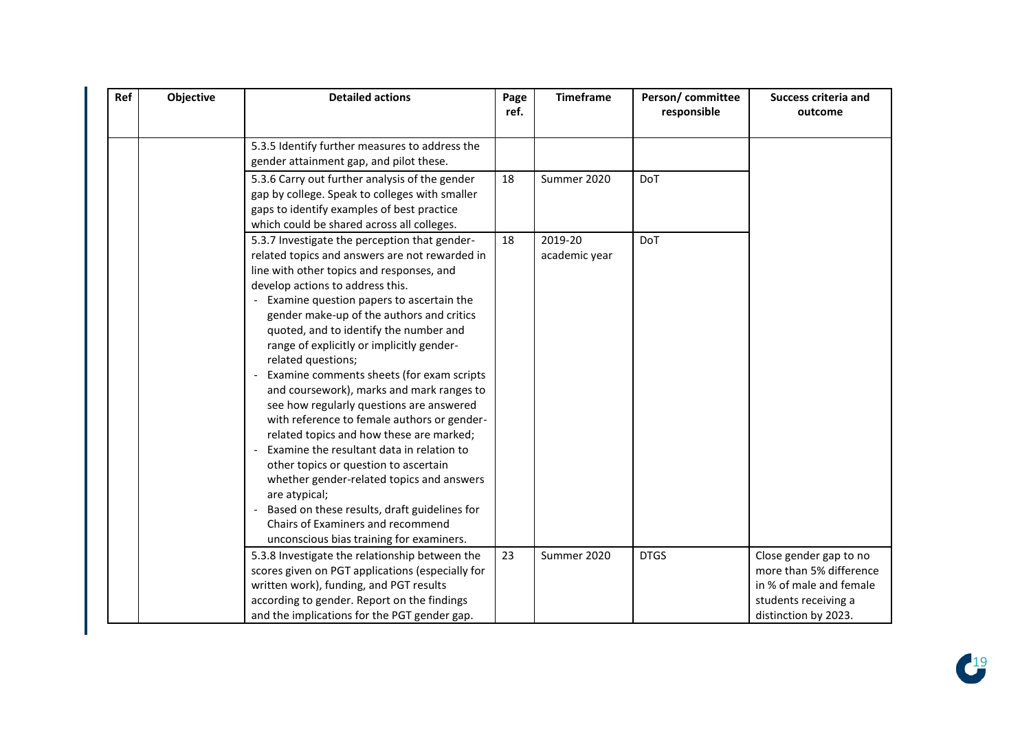| Ref | Objective | Detailed actions | Page ref. | Timeframe | Person/ committee responsible | Success criteria and outcome |
|---|---|---|---|---|---|---|
| | | 5.3.5 Identify further measures to address the gender attainment gap, and pilot these. | | | | |
| | | 5.3.6 Carry out further analysis of the gender gap by college. Speak to colleges with smaller gaps to identify examples of best practice which could be shared across all colleges. | 18 | Summer 2020 | DoT | |
| | | 5.3.7 Investigate the perception that gender-related topics and answers are not rewarded in line with other topics and responses, and develop actions to address this.<br>- Examine question papers to ascertain the gender make-up of the authors and critics quoted, and to identify the number and range of explicitly or implicitly gender-related questions;<br>- Examine comments sheets (for exam scripts and coursework), marks and mark ranges to see how regularly questions are answered with reference to female authors or gender-related topics and how these are marked;<br>- Examine the resultant data in relation to other topics or question to ascertain whether gender-related topics and answers are atypical;<br>- Based on these results, draft guidelines for Chairs of Examiners and recommend unconscious bias training for examiners. | 18 | 2019-20 academic year | DoT | |
| | | 5.3.8 Investigate the relationship between the scores given on PGT applications (especially for written work), funding, and PGT results according to gender. Report on the findings and the implications for the PGT gender gap. | 23 | Summer 2020 | DTGS | Close gender gap to no more than 5% difference in % of male and female students receiving a distinction by 2023. |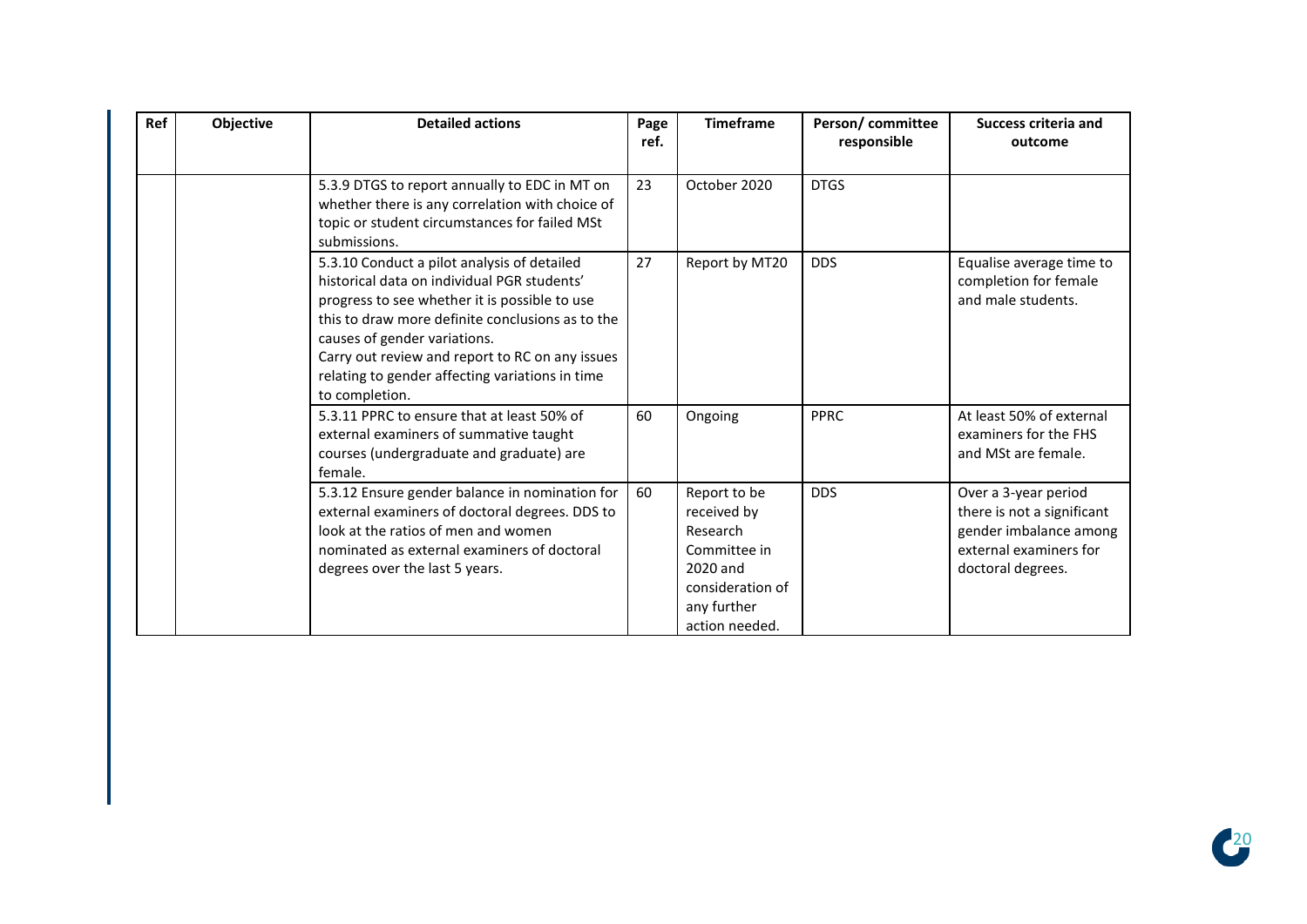| Ref | Objective | Detailed actions | Page ref. | Timeframe | Person/ committee responsible | Success criteria and outcome |
|---|---|---|---|---|---|---|
| | | 5.3.9 DTGS to report annually to EDC in MT on whether there is any correlation with choice of topic or student circumstances for failed MSt submissions. | 23 | October 2020 | DTGS | |
| | | 5.3.10 Conduct a pilot analysis of detailed historical data on individual PGR students' progress to see whether it is possible to use this to draw more definite conclusions as to the causes of gender variations. Carry out review and report to RC on any issues relating to gender affecting variations in time to completion. | 27 | Report by MT20 | DDS | Equalise average time to completion for female and male students. |
| | | 5.3.11 PPRC to ensure that at least 50% of external examiners of summative taught courses (undergraduate and graduate) are female. | 60 | Ongoing | PPRC | At least 50% of external examiners for the FHS and MSt are female. |
| | | 5.3.12 Ensure gender balance in nomination for external examiners of doctoral degrees. DDS to look at the ratios of men and women nominated as external examiners of doctoral degrees over the last 5 years. | 60 | Report to be received by Research Committee in 2020 and consideration of any further action needed. | DDS | Over a 3-year period there is not a significant gender imbalance among external examiners for doctoral degrees. |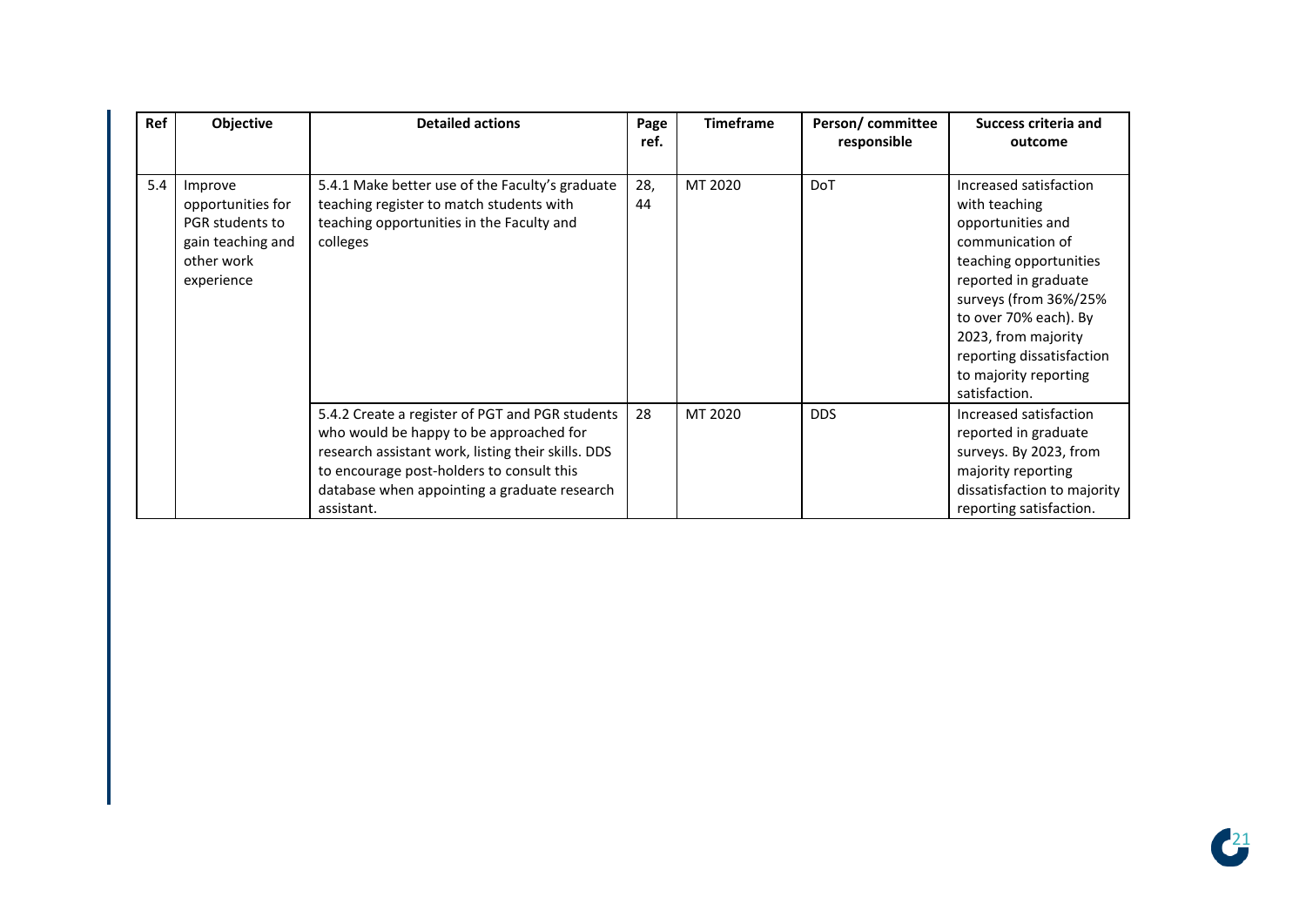| Ref | Objective | Detailed actions | Page ref. | Timeframe | Person/ committee responsible | Success criteria and outcome |
|---|---|---|---|---|---|---|
| 5.4 | Improve opportunities for PGR students to gain teaching and other work experience | 5.4.1 Make better use of the Faculty's graduate teaching register to match students with teaching opportunities in the Faculty and colleges | 28, 44 | MT 2020 | DoT | Increased satisfaction with teaching opportunities and communication of teaching opportunities reported in graduate surveys (from 36%/25% to over 70% each). By 2023, from majority reporting dissatisfaction to majority reporting satisfaction. |
| | | 5.4.2 Create a register of PGT and PGR students who would be happy to be approached for research assistant work, listing their skills. DDS to encourage post-holders to consult this database when appointing a graduate research assistant. | 28 | MT 2020 | DDS | Increased satisfaction reported in graduate surveys. By 2023, from majority reporting dissatisfaction to majority reporting satisfaction. |